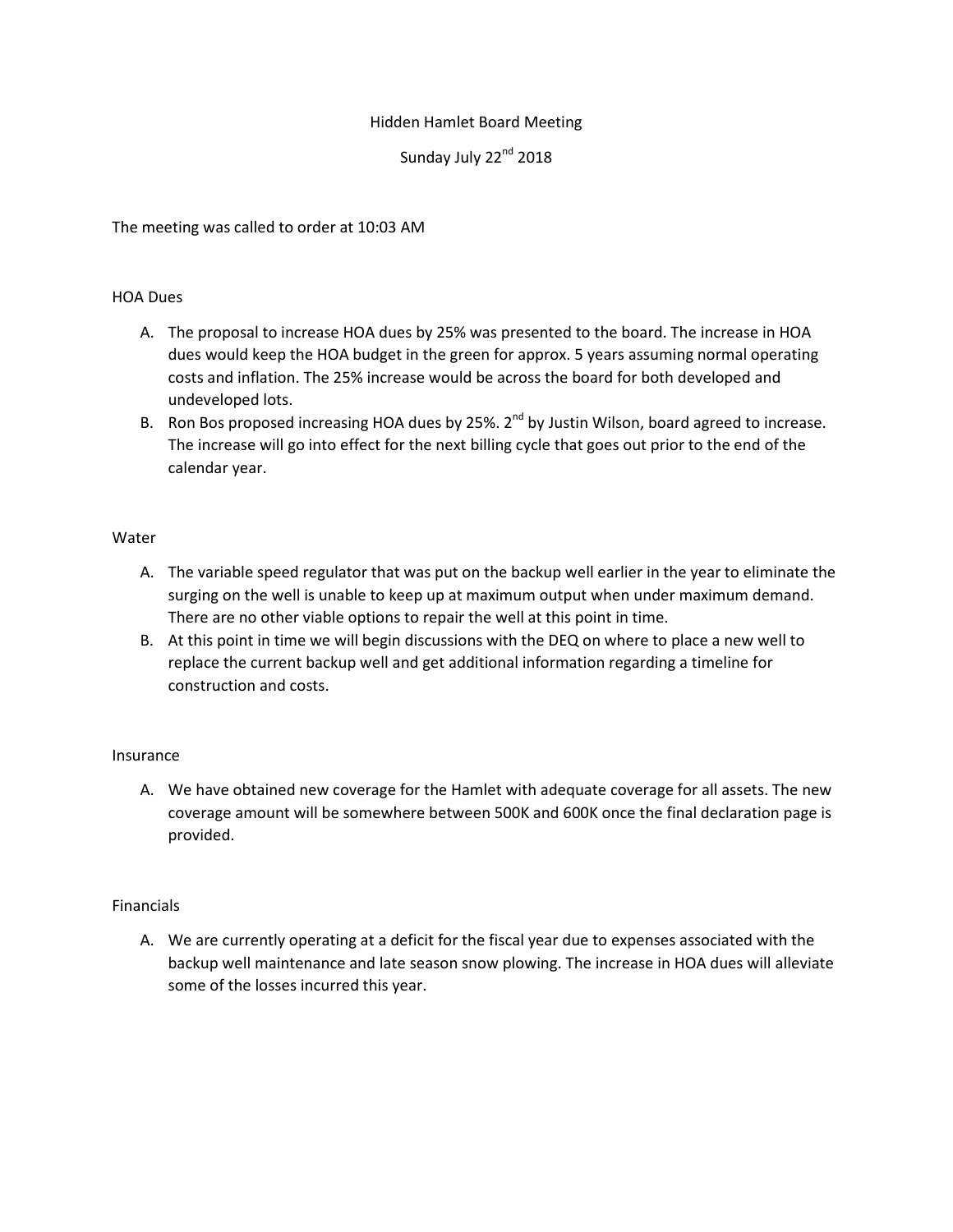# Hidden Hamlet Board Meeting

Sunday July 22nd 2018

The meeting was called to order at 10:03 AM

## HOA Dues

A. The proposal to increase HOA dues by 25% was presented to the board. The increase in HOA dues would keep the HOA budget in the green for approx. 5 years assuming normal operating costs and inflation. The 25% increase would be across the board for both developed and undeveloped lots.

B. Ron Bos proposed increasing HOA dues by 25%. 2nd by Justin Wilson, board agreed to increase. The increase will go into effect for the next billing cycle that goes out prior to the end of the calendar year.

## Water

A. The variable speed regulator that was put on the backup well earlier in the year to eliminate the surging on the well is unable to keep up at maximum output when under maximum demand. There are no other viable options to repair the well at this point in time.

B. At this point in time we will begin discussions with the DEQ on where to place a new well to replace the current backup well and get additional information regarding a timeline for construction and costs.

## Insurance

A. We have obtained new coverage for the Hamlet with adequate coverage for all assets. The new coverage amount will be somewhere between 500K and 600K once the final declaration page is provided.

## Financials

A. We are currently operating at a deficit for the fiscal year due to expenses associated with the backup well maintenance and late season snow plowing. The increase in HOA dues will alleviate some of the losses incurred this year.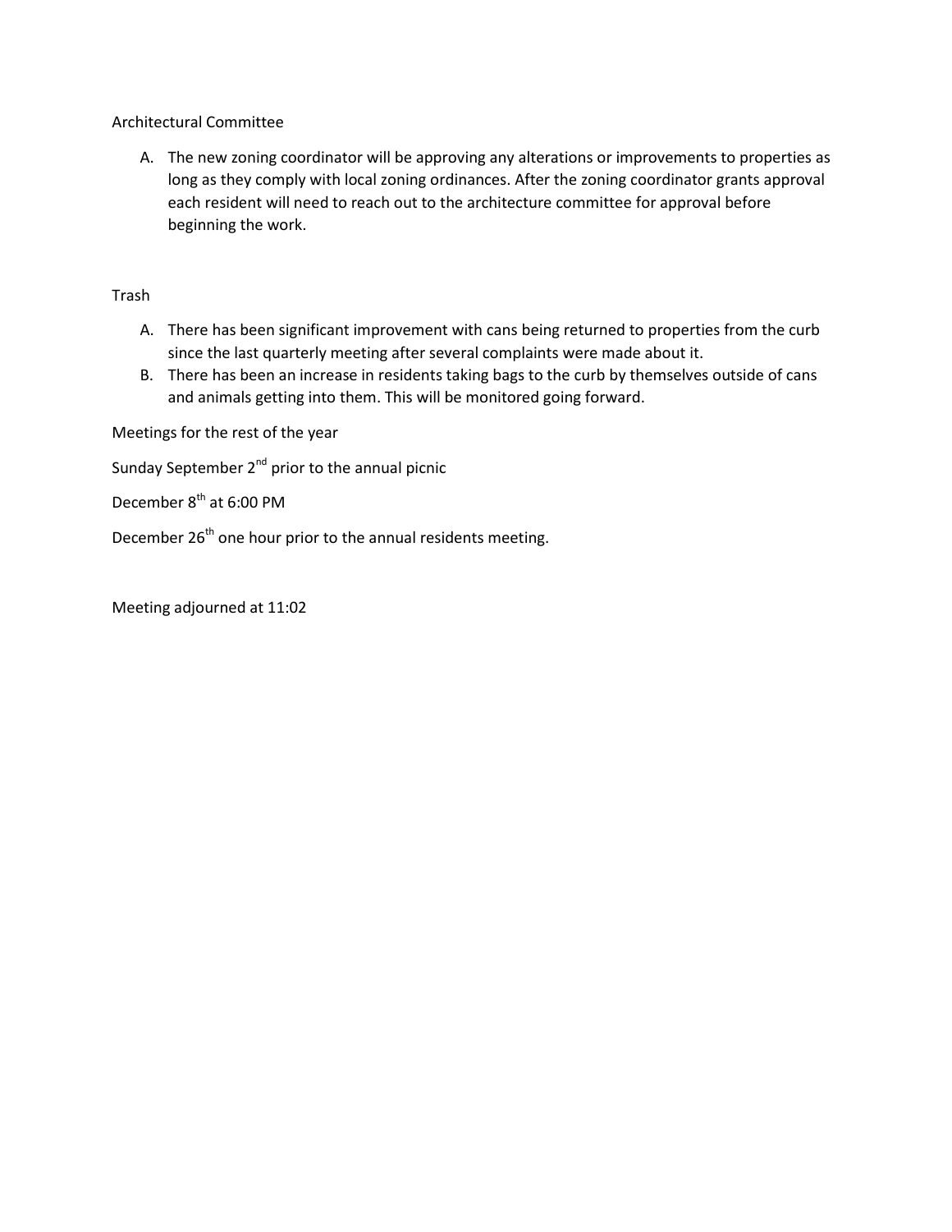Architectural Committee

A. The new zoning coordinator will be approving any alterations or improvements to properties as long as they comply with local zoning ordinances. After the zoning coordinator grants approval each resident will need to reach out to the architecture committee for approval before beginning the work.

Trash

A. There has been significant improvement with cans being returned to properties from the curb since the last quarterly meeting after several complaints were made about it.
B. There has been an increase in residents taking bags to the curb by themselves outside of cans and animals getting into them. This will be monitored going forward.

Meetings for the rest of the year

Sunday September 2nd prior to the annual picnic

December 8th at 6:00 PM

December 26th one hour prior to the annual residents meeting.

Meeting adjourned at 11:02